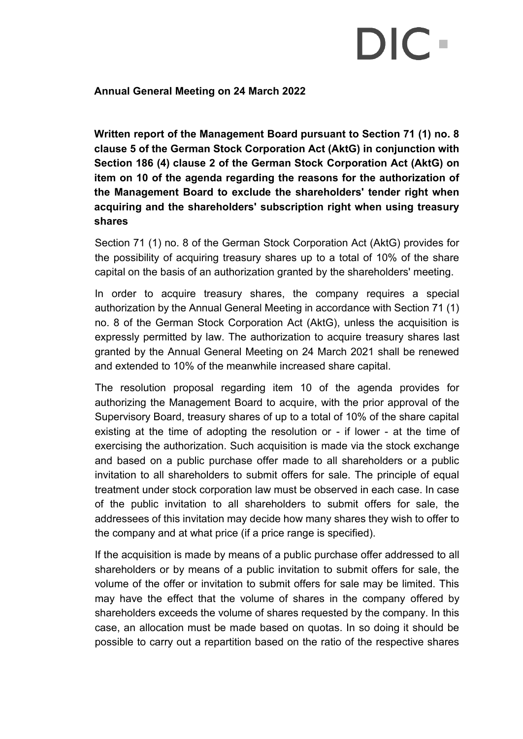**Annual General Meeting on 24 March 2022**

**Written report of the Management Board pursuant to Section 71 (1) no. 8 clause 5 of the German Stock Corporation Act (AktG) in conjunction with Section 186 (4) clause 2 of the German Stock Corporation Act (AktG) on item on 10 of the agenda regarding the reasons for the authorization of the Management Board to exclude the shareholders' tender right when acquiring and the shareholders' subscription right when using treasury shares**

Section 71 (1) no. 8 of the German Stock Corporation Act (AktG) provides for the possibility of acquiring treasury shares up to a total of 10% of the share capital on the basis of an authorization granted by the shareholders' meeting.

In order to acquire treasury shares, the company requires a special authorization by the Annual General Meeting in accordance with Section 71 (1) no. 8 of the German Stock Corporation Act (AktG), unless the acquisition is expressly permitted by law. The authorization to acquire treasury shares last granted by the Annual General Meeting on 24 March 2021 shall be renewed and extended to 10% of the meanwhile increased share capital.

The resolution proposal regarding item 10 of the agenda provides for authorizing the Management Board to acquire, with the prior approval of the Supervisory Board, treasury shares of up to a total of 10% of the share capital existing at the time of adopting the resolution or - if lower - at the time of exercising the authorization. Such acquisition is made via the stock exchange and based on a public purchase offer made to all shareholders or a public invitation to all shareholders to submit offers for sale. The principle of equal treatment under stock corporation law must be observed in each case. In case of the public invitation to all shareholders to submit offers for sale, the addressees of this invitation may decide how many shares they wish to offer to the company and at what price (if a price range is specified).

If the acquisition is made by means of a public purchase offer addressed to all shareholders or by means of a public invitation to submit offers for sale, the volume of the offer or invitation to submit offers for sale may be limited. This may have the effect that the volume of shares in the company offered by shareholders exceeds the volume of shares requested by the company. In this case, an allocation must be made based on quotas. In so doing it should be possible to carry out a repartition based on the ratio of the respective shares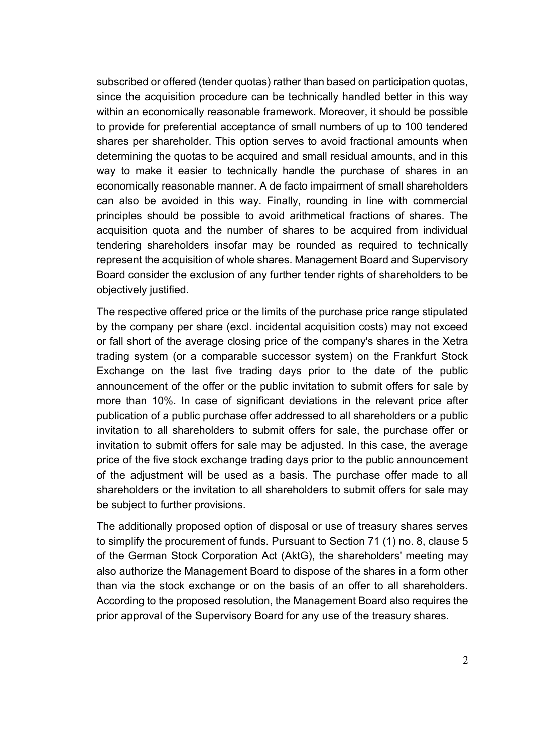subscribed or offered (tender quotas) rather than based on participation quotas, since the acquisition procedure can be technically handled better in this way within an economically reasonable framework. Moreover, it should be possible to provide for preferential acceptance of small numbers of up to 100 tendered shares per shareholder. This option serves to avoid fractional amounts when determining the quotas to be acquired and small residual amounts, and in this way to make it easier to technically handle the purchase of shares in an economically reasonable manner. A de facto impairment of small shareholders can also be avoided in this way. Finally, rounding in line with commercial principles should be possible to avoid arithmetical fractions of shares. The acquisition quota and the number of shares to be acquired from individual tendering shareholders insofar may be rounded as required to technically represent the acquisition of whole shares. Management Board and Supervisory Board consider the exclusion of any further tender rights of shareholders to be objectively justified.

The respective offered price or the limits of the purchase price range stipulated by the company per share (excl. incidental acquisition costs) may not exceed or fall short of the average closing price of the company's shares in the Xetra trading system (or a comparable successor system) on the Frankfurt Stock Exchange on the last five trading days prior to the date of the public announcement of the offer or the public invitation to submit offers for sale by more than 10%. In case of significant deviations in the relevant price after publication of a public purchase offer addressed to all shareholders or a public invitation to all shareholders to submit offers for sale, the purchase offer or invitation to submit offers for sale may be adjusted. In this case, the average price of the five stock exchange trading days prior to the public announcement of the adjustment will be used as a basis. The purchase offer made to all shareholders or the invitation to all shareholders to submit offers for sale may be subject to further provisions.

The additionally proposed option of disposal or use of treasury shares serves to simplify the procurement of funds. Pursuant to Section 71 (1) no. 8, clause 5 of the German Stock Corporation Act (AktG), the shareholders' meeting may also authorize the Management Board to dispose of the shares in a form other than via the stock exchange or on the basis of an offer to all shareholders. According to the proposed resolution, the Management Board also requires the prior approval of the Supervisory Board for any use of the treasury shares.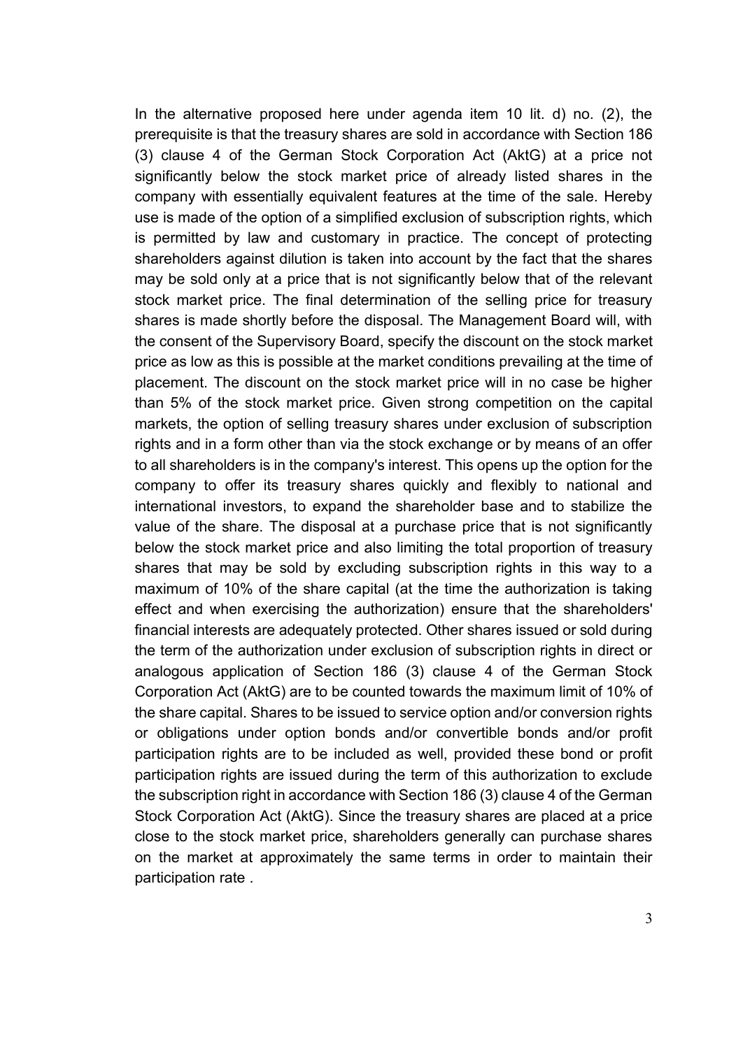In the alternative proposed here under agenda item 10 lit. d) no. (2), the prerequisite is that the treasury shares are sold in accordance with Section 186 (3) clause 4 of the German Stock Corporation Act (AktG) at a price not significantly below the stock market price of already listed shares in the company with essentially equivalent features at the time of the sale. Hereby use is made of the option of a simplified exclusion of subscription rights, which is permitted by law and customary in practice. The concept of protecting shareholders against dilution is taken into account by the fact that the shares may be sold only at a price that is not significantly below that of the relevant stock market price. The final determination of the selling price for treasury shares is made shortly before the disposal. The Management Board will, with the consent of the Supervisory Board, specify the discount on the stock market price as low as this is possible at the market conditions prevailing at the time of placement. The discount on the stock market price will in no case be higher than 5% of the stock market price. Given strong competition on the capital markets, the option of selling treasury shares under exclusion of subscription rights and in a form other than via the stock exchange or by means of an offer to all shareholders is in the company's interest. This opens up the option for the company to offer its treasury shares quickly and flexibly to national and international investors, to expand the shareholder base and to stabilize the value of the share. The disposal at a purchase price that is not significantly below the stock market price and also limiting the total proportion of treasury shares that may be sold by excluding subscription rights in this way to a maximum of 10% of the share capital (at the time the authorization is taking effect and when exercising the authorization) ensure that the shareholders' financial interests are adequately protected. Other shares issued or sold during the term of the authorization under exclusion of subscription rights in direct or analogous application of Section 186 (3) clause 4 of the German Stock Corporation Act (AktG) are to be counted towards the maximum limit of 10% of the share capital. Shares to be issued to service option and/or conversion rights or obligations under option bonds and/or convertible bonds and/or profit participation rights are to be included as well, provided these bond or profit participation rights are issued during the term of this authorization to exclude the subscription right in accordance with Section 186 (3) clause 4 of the German Stock Corporation Act (AktG). Since the treasury shares are placed at a price close to the stock market price, shareholders generally can purchase shares on the market at approximately the same terms in order to maintain their participation rate .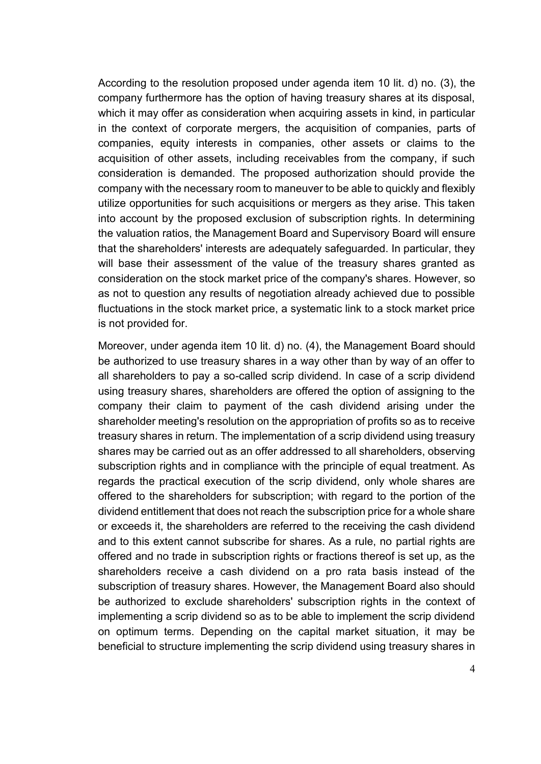According to the resolution proposed under agenda item 10 lit. d) no. (3), the company furthermore has the option of having treasury shares at its disposal, which it may offer as consideration when acquiring assets in kind, in particular in the context of corporate mergers, the acquisition of companies, parts of companies, equity interests in companies, other assets or claims to the acquisition of other assets, including receivables from the company, if such consideration is demanded. The proposed authorization should provide the company with the necessary room to maneuver to be able to quickly and flexibly utilize opportunities for such acquisitions or mergers as they arise. This taken into account by the proposed exclusion of subscription rights. In determining the valuation ratios, the Management Board and Supervisory Board will ensure that the shareholders' interests are adequately safeguarded. In particular, they will base their assessment of the value of the treasury shares granted as consideration on the stock market price of the company's shares. However, so as not to question any results of negotiation already achieved due to possible fluctuations in the stock market price, a systematic link to a stock market price is not provided for.

Moreover, under agenda item 10 lit. d) no. (4), the Management Board should be authorized to use treasury shares in a way other than by way of an offer to all shareholders to pay a so-called scrip dividend. In case of a scrip dividend using treasury shares, shareholders are offered the option of assigning to the company their claim to payment of the cash dividend arising under the shareholder meeting's resolution on the appropriation of profits so as to receive treasury shares in return. The implementation of a scrip dividend using treasury shares may be carried out as an offer addressed to all shareholders, observing subscription rights and in compliance with the principle of equal treatment. As regards the practical execution of the scrip dividend, only whole shares are offered to the shareholders for subscription; with regard to the portion of the dividend entitlement that does not reach the subscription price for a whole share or exceeds it, the shareholders are referred to the receiving the cash dividend and to this extent cannot subscribe for shares. As a rule, no partial rights are offered and no trade in subscription rights or fractions thereof is set up, as the shareholders receive a cash dividend on a pro rata basis instead of the subscription of treasury shares. However, the Management Board also should be authorized to exclude shareholders' subscription rights in the context of implementing a scrip dividend so as to be able to implement the scrip dividend on optimum terms. Depending on the capital market situation, it may be beneficial to structure implementing the scrip dividend using treasury shares in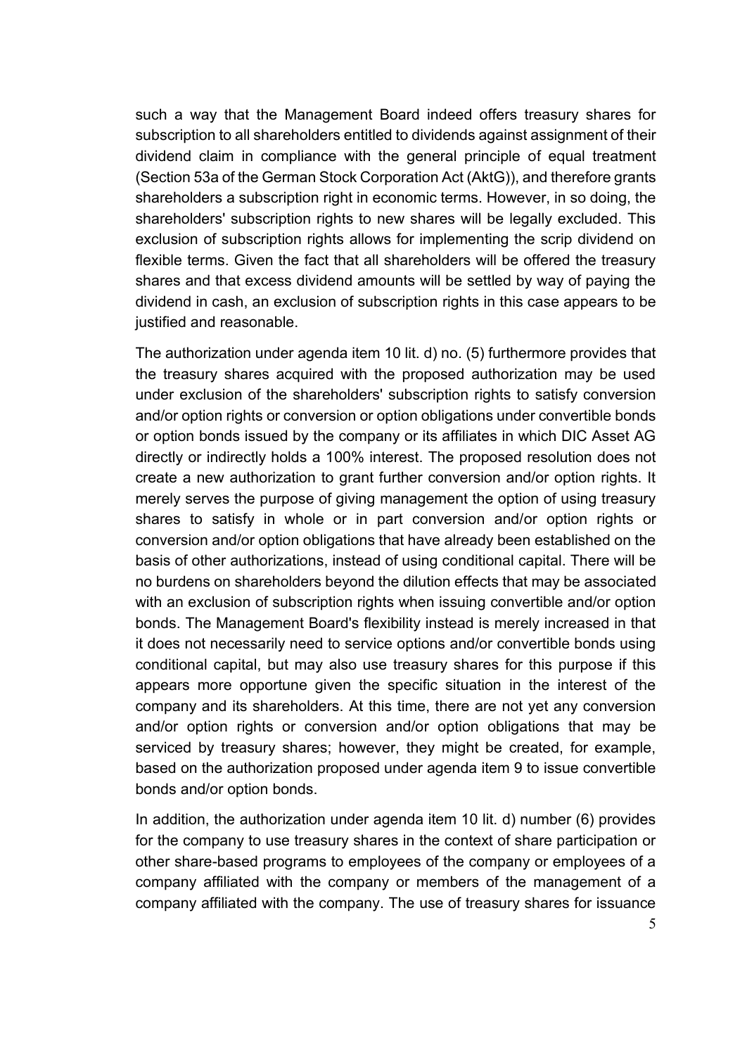such a way that the Management Board indeed offers treasury shares for subscription to all shareholders entitled to dividends against assignment of their dividend claim in compliance with the general principle of equal treatment (Section 53a of the German Stock Corporation Act (AktG)), and therefore grants shareholders a subscription right in economic terms. However, in so doing, the shareholders' subscription rights to new shares will be legally excluded. This exclusion of subscription rights allows for implementing the scrip dividend on flexible terms. Given the fact that all shareholders will be offered the treasury shares and that excess dividend amounts will be settled by way of paying the dividend in cash, an exclusion of subscription rights in this case appears to be justified and reasonable.

The authorization under agenda item 10 lit. d) no. (5) furthermore provides that the treasury shares acquired with the proposed authorization may be used under exclusion of the shareholders' subscription rights to satisfy conversion and/or option rights or conversion or option obligations under convertible bonds or option bonds issued by the company or its affiliates in which DIC Asset AG directly or indirectly holds a 100% interest. The proposed resolution does not create a new authorization to grant further conversion and/or option rights. It merely serves the purpose of giving management the option of using treasury shares to satisfy in whole or in part conversion and/or option rights or conversion and/or option obligations that have already been established on the basis of other authorizations, instead of using conditional capital. There will be no burdens on shareholders beyond the dilution effects that may be associated with an exclusion of subscription rights when issuing convertible and/or option bonds. The Management Board's flexibility instead is merely increased in that it does not necessarily need to service options and/or convertible bonds using conditional capital, but may also use treasury shares for this purpose if this appears more opportune given the specific situation in the interest of the company and its shareholders. At this time, there are not yet any conversion and/or option rights or conversion and/or option obligations that may be serviced by treasury shares; however, they might be created, for example, based on the authorization proposed under agenda item 9 to issue convertible bonds and/or option bonds.

In addition, the authorization under agenda item 10 lit. d) number (6) provides for the company to use treasury shares in the context of share participation or other share-based programs to employees of the company or employees of a company affiliated with the company or members of the management of a company affiliated with the company. The use of treasury shares for issuance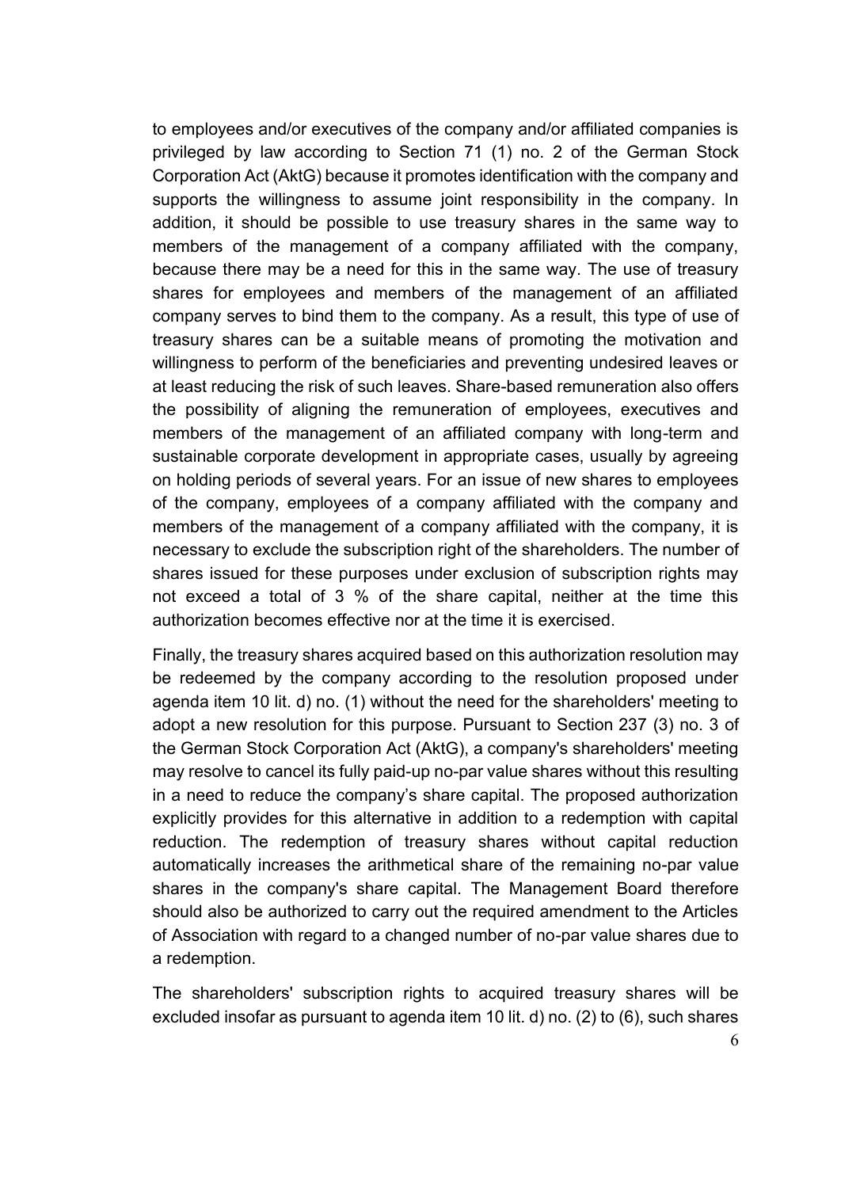to employees and/or executives of the company and/or affiliated companies is privileged by law according to Section 71 (1) no. 2 of the German Stock Corporation Act (AktG) because it promotes identification with the company and supports the willingness to assume joint responsibility in the company. In addition, it should be possible to use treasury shares in the same way to members of the management of a company affiliated with the company, because there may be a need for this in the same way. The use of treasury shares for employees and members of the management of an affiliated company serves to bind them to the company. As a result, this type of use of treasury shares can be a suitable means of promoting the motivation and willingness to perform of the beneficiaries and preventing undesired leaves or at least reducing the risk of such leaves. Share-based remuneration also offers the possibility of aligning the remuneration of employees, executives and members of the management of an affiliated company with long-term and sustainable corporate development in appropriate cases, usually by agreeing on holding periods of several years. For an issue of new shares to employees of the company, employees of a company affiliated with the company and members of the management of a company affiliated with the company, it is necessary to exclude the subscription right of the shareholders. The number of shares issued for these purposes under exclusion of subscription rights may not exceed a total of 3 % of the share capital, neither at the time this authorization becomes effective nor at the time it is exercised.

Finally, the treasury shares acquired based on this authorization resolution may be redeemed by the company according to the resolution proposed under agenda item 10 lit. d) no. (1) without the need for the shareholders' meeting to adopt a new resolution for this purpose. Pursuant to Section 237 (3) no. 3 of the German Stock Corporation Act (AktG), a company's shareholders' meeting may resolve to cancel its fully paid-up no-par value shares without this resulting in a need to reduce the company's share capital. The proposed authorization explicitly provides for this alternative in addition to a redemption with capital reduction. The redemption of treasury shares without capital reduction automatically increases the arithmetical share of the remaining no-par value shares in the company's share capital. The Management Board therefore should also be authorized to carry out the required amendment to the Articles of Association with regard to a changed number of no-par value shares due to a redemption.

The shareholders' subscription rights to acquired treasury shares will be excluded insofar as pursuant to agenda item 10 lit. d) no. (2) to (6), such shares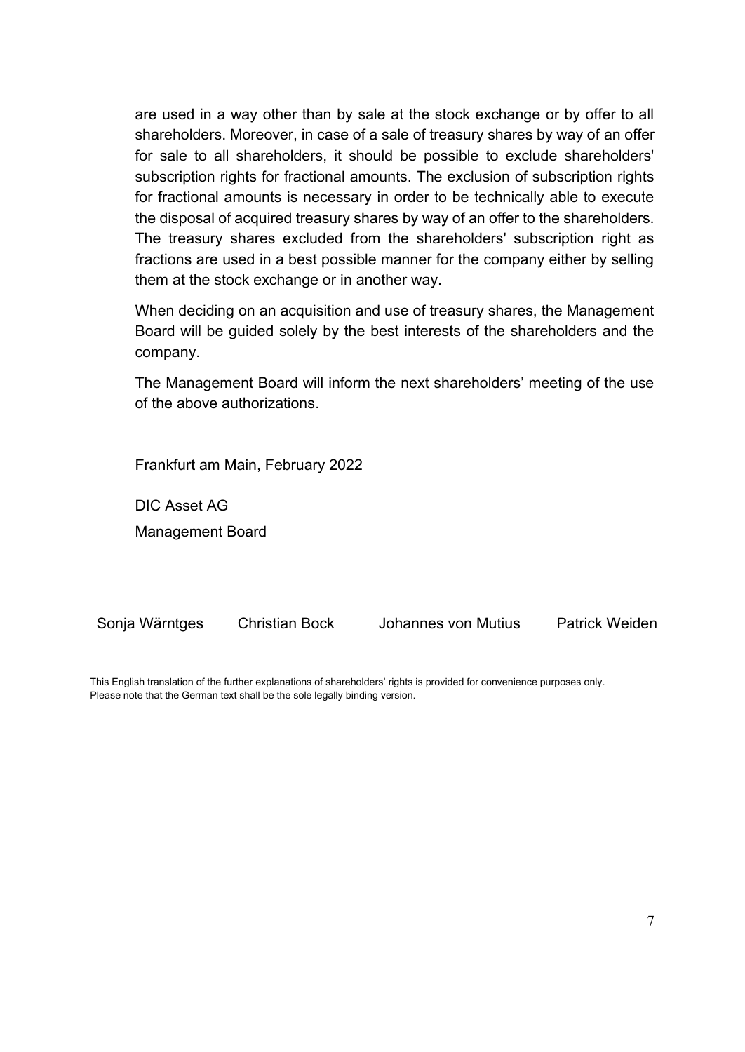are used in a way other than by sale at the stock exchange or by offer to all shareholders. Moreover, in case of a sale of treasury shares by way of an offer for sale to all shareholders, it should be possible to exclude shareholders' subscription rights for fractional amounts. The exclusion of subscription rights for fractional amounts is necessary in order to be technically able to execute the disposal of acquired treasury shares by way of an offer to the shareholders. The treasury shares excluded from the shareholders' subscription right as fractions are used in a best possible manner for the company either by selling them at the stock exchange or in another way.

When deciding on an acquisition and use of treasury shares, the Management Board will be guided solely by the best interests of the shareholders and the company.

The Management Board will inform the next shareholders' meeting of the use of the above authorizations.

Frankfurt am Main, February 2022

DIC Asset AG

Management Board

Sonja Wärntges     Christian Bock     Johannes von Mutius     Patrick Weiden

This English translation of the further explanations of shareholders' rights is provided for convenience purposes only. Please note that the German text shall be the sole legally binding version.